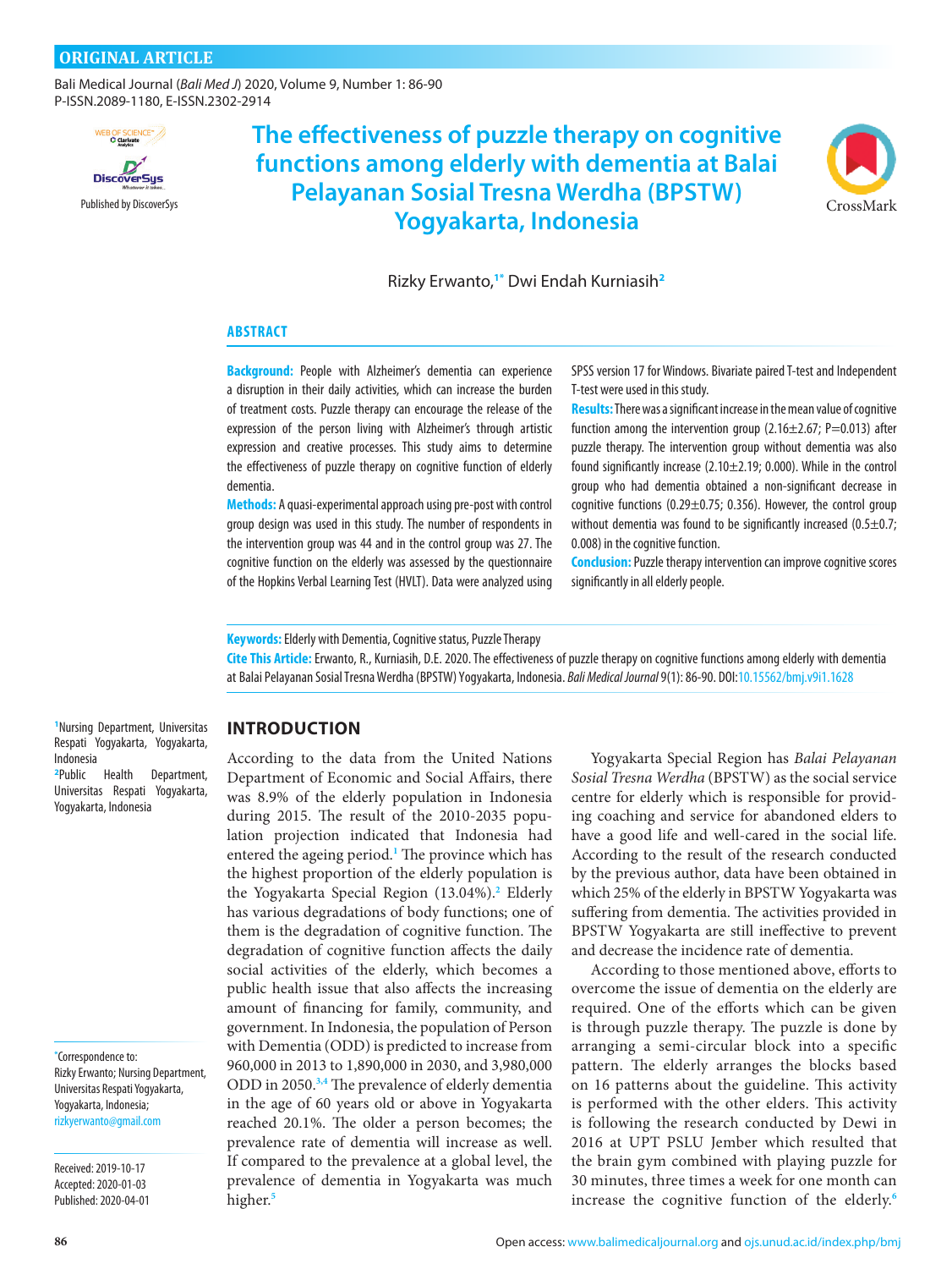ORIGINAL ARTICLE

# The effectiveness of puzzle therapy on cognitive functions among elderly with dementia at Balai Pelayanan Sosial Tresna Werdha (BPSTW) Yogyakarta, Indonesia

Rizky Erwanto,[1*] Dwi Endah Kurniasih[2]

## ABSTRACT

**Background:** People with Alzheimer's dementia can experience a disruption in their daily activities, which can increase the burden of treatment costs. Puzzle therapy can encourage the release of the expression of the person living with Alzheimer's through artistic expression and creative processes. This study aims to determine the effectiveness of puzzle therapy on cognitive function of elderly dementia.

**Methods:** A quasi-experimental approach using pre-post with control group design was used in this study. The number of respondents in the intervention group was 44 and in the control group was 27. The cognitive function on the elderly was assessed by the questionnaire of the Hopkins Verbal Learning Test (HVLT). Data were analyzed using SPSS version 17 for Windows. Bivariate paired T-test and Independent T-test were used in this study.

**Results:** There was a significant increase in the mean value of cognitive function among the intervention group (2.16±2.67; P=0.013) after puzzle therapy. The intervention group without dementia was also found significantly increase (2.10±2.19; 0.000). While in the control group who had dementia obtained a non-significant decrease in cognitive functions (0.29±0.75; 0.356). However, the control group without dementia was found to be significantly increased (0.5±0.7; 0.008) in the cognitive function.

**Conclusion:** Puzzle therapy intervention can improve cognitive scores significantly in all elderly people.

**Keywords:** Elderly with Dementia, Cognitive status, Puzzle Therapy

**Cite This Article:** Erwanto, R., Kurniasih, D.E. 2020. The effectiveness of puzzle therapy on cognitive functions among elderly with dementia at Balai Pelayanan Sosial Tresna Werdha (BPSTW) Yogyakarta, Indonesia. *Bali Medical Journal* 9(1): 86-90. DOI:10.15562/bmj.v9i1.1628

[1]Nursing Department, Universitas Respati Yogyakarta, Yogyakarta, Indonesia
[2]Public Health Department, Universitas Respati Yogyakarta, Yogyakarta, Indonesia

*Correspondence to: Rizky Erwanto; Nursing Department, Universitas Respati Yogyakarta, Yogyakarta, Indonesia; rizkyerwanto@gmail.com

Received: 2019-10-17
Accepted: 2020-01-03
Published: 2020-04-01

## INTRODUCTION

According to the data from the United Nations Department of Economic and Social Affairs, there was 8.9% of the elderly population in Indonesia during 2015. The result of the 2010-2035 population projection indicated that Indonesia had entered the ageing period.[1] The province which has the highest proportion of the elderly population is the Yogyakarta Special Region (13.04%).[2] Elderly has various degradations of body functions; one of them is the degradation of cognitive function. The degradation of cognitive function affects the daily social activities of the elderly, which becomes a public health issue that also affects the increasing amount of financing for family, community, and government. In Indonesia, the population of Person with Dementia (ODD) is predicted to increase from 960,000 in 2013 to 1,890,000 in 2030, and 3,980,000 ODD in 2050.[3,4] The prevalence of elderly dementia in the age of 60 years old or above in Yogyakarta reached 20.1%. The older a person becomes; the prevalence rate of dementia will increase as well. If compared to the prevalence at a global level, the prevalence of dementia in Yogyakarta was much higher.[5]

Yogyakarta Special Region has *Balai Pelayanan Sosial Tresna Werdha* (BPSTW) as the social service centre for elderly which is responsible for providing coaching and service for abandoned elders to have a good life and well-cared in the social life. According to the result of the research conducted by the previous author, data have been obtained in which 25% of the elderly in BPSTW Yogyakarta was suffering from dementia. The activities provided in BPSTW Yogyakarta are still ineffective to prevent and decrease the incidence rate of dementia.

According to those mentioned above, efforts to overcome the issue of dementia on the elderly are required. One of the efforts which can be given is through puzzle therapy. The puzzle is done by arranging a semi-circular block into a specific pattern. The elderly arranges the blocks based on 16 patterns about the guideline. This activity is performed with the other elders. This activity is following the research conducted by Dewi in 2016 at UPT PSLU Jember which resulted that the brain gym combined with playing puzzle for 30 minutes, three times a week for one month can increase the cognitive function of the elderly.[6]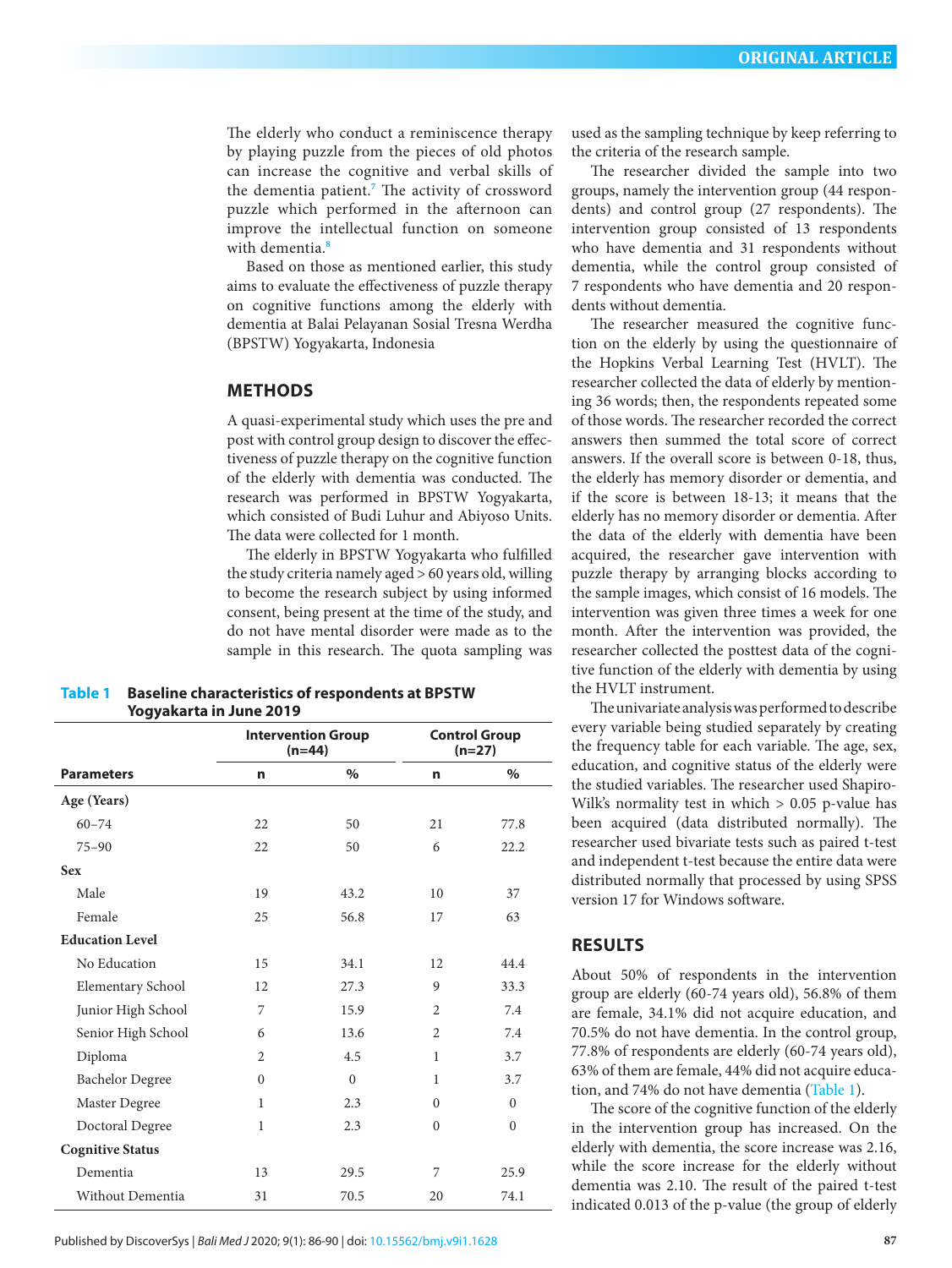The elderly who conduct a reminiscence therapy by playing puzzle from the pieces of old photos can increase the cognitive and verbal skills of the dementia patient.[7] The activity of crossword puzzle which performed in the afternoon can improve the intellectual function on someone with dementia.[8]

Based on those as mentioned earlier, this study aims to evaluate the effectiveness of puzzle therapy on cognitive functions among the elderly with dementia at Balai Pelayanan Sosial Tresna Werdha (BPSTW) Yogyakarta, Indonesia

## METHODS

A quasi-experimental study which uses the pre and post with control group design to discover the effectiveness of puzzle therapy on the cognitive function of the elderly with dementia was conducted. The research was performed in BPSTW Yogyakarta, which consisted of Budi Luhur and Abiyoso Units. The data were collected for 1 month.

The elderly in BPSTW Yogyakarta who fulfilled the study criteria namely aged > 60 years old, willing to become the research subject by using informed consent, being present at the time of the study, and do not have mental disorder were made as to the sample in this research. The quota sampling was used as the sampling technique by keep referring to the criteria of the research sample.

The researcher divided the sample into two groups, namely the intervention group (44 respondents) and control group (27 respondents). The intervention group consisted of 13 respondents who have dementia and 31 respondents without dementia, while the control group consisted of 7 respondents who have dementia and 20 respondents without dementia.

The researcher measured the cognitive function on the elderly by using the questionnaire of the Hopkins Verbal Learning Test (HVLT). The researcher collected the data of elderly by mentioning 36 words; then, the respondents repeated some of those words. The researcher recorded the correct answers then summed the total score of correct answers. If the overall score is between 0-18, thus, the elderly has memory disorder or dementia, and if the score is between 18-13; it means that the elderly has no memory disorder or dementia. After the data of the elderly with dementia have been acquired, the researcher gave intervention with puzzle therapy by arranging blocks according to the sample images, which consist of 16 models. The intervention was given three times a week for one month. After the intervention was provided, the researcher collected the posttest data of the cognitive function of the elderly with dementia by using the HVLT instrument.

The univariate analysis was performed to describe every variable being studied separately by creating the frequency table for each variable. The age, sex, education, and cognitive status of the elderly were the studied variables. The researcher used Shapiro-Wilk's normality test in which > 0.05 p-value has been acquired (data distributed normally). The researcher used bivariate tests such as paired t-test and independent t-test because the entire data were distributed normally that processed by using SPSS version 17 for Windows software.

**Table 1** **Baseline characteristics of respondents at BPSTW Yogyakarta in June 2019**

| | Intervention Group (n=44) | | Control Group (n=27) | |
|---|---|---|---|---|
| **Parameters** | **n** | **%** | **n** | **%** |
| **Age (Years)** | | | | |
| 60–74 | 22 | 50 | 21 | 77.8 |
| 75–90 | 22 | 50 | 6 | 22.2 |
| **Sex** | | | | |
| Male | 19 | 43.2 | 10 | 37 |
| Female | 25 | 56.8 | 17 | 63 |
| **Education Level** | | | | |
| No Education | 15 | 34.1 | 12 | 44.4 |
| Elementary School | 12 | 27.3 | 9 | 33.3 |
| Junior High School | 7 | 15.9 | 2 | 7.4 |
| Senior High School | 6 | 13.6 | 2 | 7.4 |
| Diploma | 2 | 4.5 | 1 | 3.7 |
| Bachelor Degree | 0 | 0 | 1 | 3.7 |
| Master Degree | 1 | 2.3 | 0 | 0 |
| Doctoral Degree | 1 | 2.3 | 0 | 0 |
| **Cognitive Status** | | | | |
| Dementia | 13 | 29.5 | 7 | 25.9 |
| Without Dementia | 31 | 70.5 | 20 | 74.1 |

## RESULTS

About 50% of respondents in the intervention group are elderly (60-74 years old), 56.8% of them are female, 34.1% did not acquire education, and 70.5% do not have dementia. In the control group, 77.8% of respondents are elderly (60-74 years old), 63% of them are female, 44% did not acquire education, and 74% do not have dementia (Table 1).

The score of the cognitive function of the elderly in the intervention group has increased. On the elderly with dementia, the score increase was 2.16, while the score increase for the elderly without dementia was 2.10. The result of the paired t-test indicated 0.013 of the p-value (the group of elderly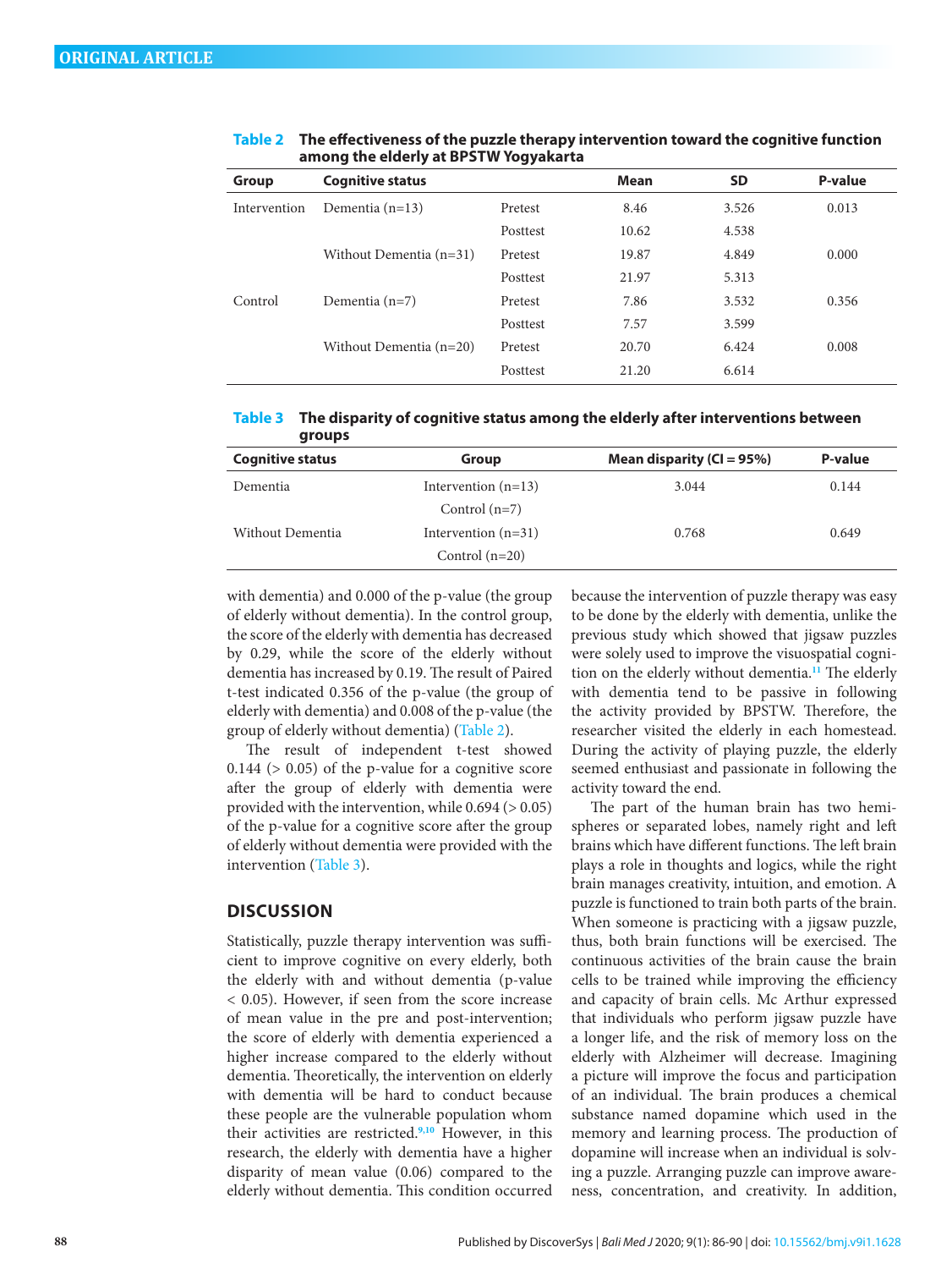**Table 2** **The effectiveness of the puzzle therapy intervention toward the cognitive function among the elderly at BPSTW Yogyakarta**

| Group | Cognitive status | | Mean | SD | P-value |
|---|---|---|---|---|---|
| Intervention | Dementia (n=13) | Pretest | 8.46 | 3.526 | 0.013 |
| | | Posttest | 10.62 | 4.538 | |
| | Without Dementia (n=31) | Pretest | 19.87 | 4.849 | 0.000 |
| | | Posttest | 21.97 | 5.313 | |
| Control | Dementia (n=7) | Pretest | 7.86 | 3.532 | 0.356 |
| | | Posttest | 7.57 | 3.599 | |
| | Without Dementia (n=20) | Pretest | 20.70 | 6.424 | 0.008 |
| | | Posttest | 21.20 | 6.614 | |

**Table 3** **The disparity of cognitive status among the elderly after interventions between groups**

| Cognitive status | Group | Mean disparity (CI = 95%) | P-value |
|---|---|---|---|
| Dementia | Intervention (n=13) | 3.044 | 0.144 |
| | Control (n=7) | | |
| Without Dementia | Intervention (n=31) | 0.768 | 0.649 |
| | Control (n=20) | | |

with dementia) and 0.000 of the p-value (the group of elderly without dementia). In the control group, the score of the elderly with dementia has decreased by 0.29, while the score of the elderly without dementia has increased by 0.19. The result of Paired t-test indicated 0.356 of the p-value (the group of elderly with dementia) and 0.008 of the p-value (the group of elderly without dementia) (Table 2).

The result of independent t-test showed 0.144 (> 0.05) of the p-value for a cognitive score after the group of elderly with dementia were provided with the intervention, while 0.694 (> 0.05) of the p-value for a cognitive score after the group of elderly without dementia were provided with the intervention (Table 3).

## DISCUSSION

Statistically, puzzle therapy intervention was sufficient to improve cognitive on every elderly, both the elderly with and without dementia (p-value < 0.05). However, if seen from the score increase of mean value in the pre and post-intervention; the score of elderly with dementia experienced a higher increase compared to the elderly without dementia. Theoretically, the intervention on elderly with dementia will be hard to conduct because these people are the vulnerable population whom their activities are restricted.[9,10] However, in this research, the elderly with dementia have a higher disparity of mean value (0.06) compared to the elderly without dementia. This condition occurred because the intervention of puzzle therapy was easy to be done by the elderly with dementia, unlike the previous study which showed that jigsaw puzzles were solely used to improve the visuospatial cognition on the elderly without dementia.[11] The elderly with dementia tend to be passive in following the activity provided by BPSTW. Therefore, the researcher visited the elderly in each homestead. During the activity of playing puzzle, the elderly seemed enthusiast and passionate in following the activity toward the end.

The part of the human brain has two hemispheres or separated lobes, namely right and left brains which have different functions. The left brain plays a role in thoughts and logics, while the right brain manages creativity, intuition, and emotion. A puzzle is functioned to train both parts of the brain. When someone is practicing with a jigsaw puzzle, thus, both brain functions will be exercised. The continuous activities of the brain cause the brain cells to be trained while improving the efficiency and capacity of brain cells. Mc Arthur expressed that individuals who perform jigsaw puzzle have a longer life, and the risk of memory loss on the elderly with Alzheimer will decrease. Imagining a picture will improve the focus and participation of an individual. The brain produces a chemical substance named dopamine which used in the memory and learning process. The production of dopamine will increase when an individual is solving a puzzle. Arranging puzzle can improve awareness, concentration, and creativity. In addition,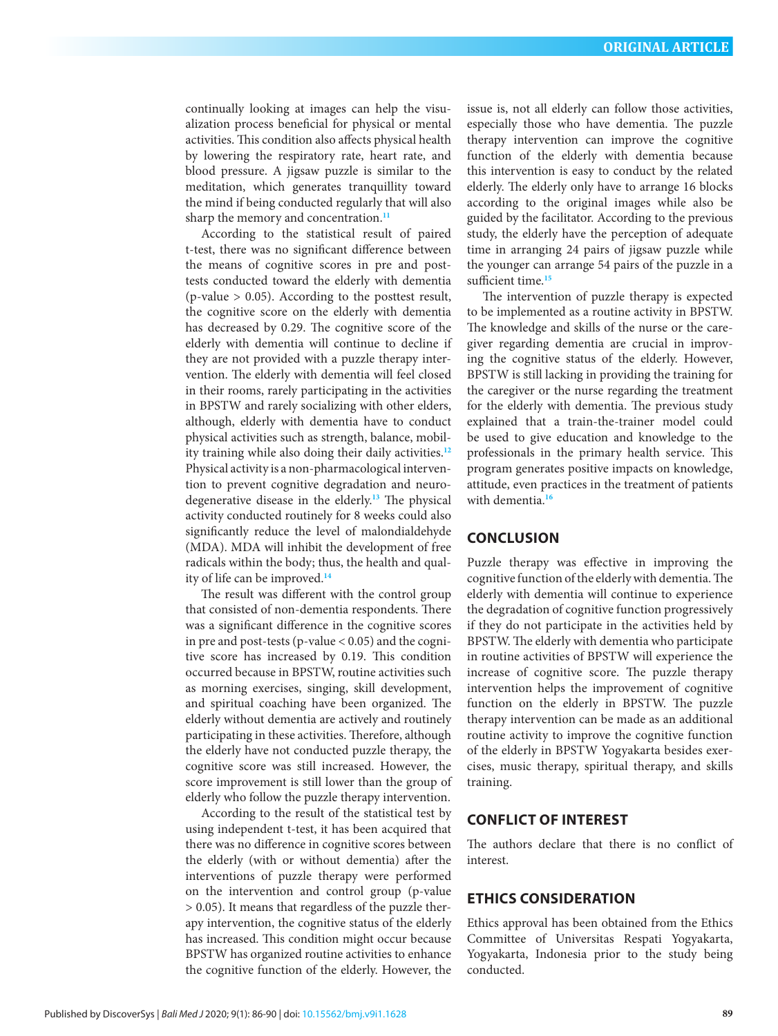continually looking at images can help the visualization process beneficial for physical or mental activities. This condition also affects physical health by lowering the respiratory rate, heart rate, and blood pressure. A jigsaw puzzle is similar to the meditation, which generates tranquillity toward the mind if being conducted regularly that will also sharp the memory and concentration.[11]

According to the statistical result of paired t-test, there was no significant difference between the means of cognitive scores in pre and post-tests conducted toward the elderly with dementia (p-value > 0.05). According to the posttest result, the cognitive score on the elderly with dementia has decreased by 0.29. The cognitive score of the elderly with dementia will continue to decline if they are not provided with a puzzle therapy intervention. The elderly with dementia will feel closed in their rooms, rarely participating in the activities in BPSTW and rarely socializing with other elders, although, elderly with dementia have to conduct physical activities such as strength, balance, mobility training while also doing their daily activities.[12] Physical activity is a non-pharmacological intervention to prevent cognitive degradation and neurodegenerative disease in the elderly.[13] The physical activity conducted routinely for 8 weeks could also significantly reduce the level of malondialdehyde (MDA). MDA will inhibit the development of free radicals within the body; thus, the health and quality of life can be improved.[14]

The result was different with the control group that consisted of non-dementia respondents. There was a significant difference in the cognitive scores in pre and post-tests (p-value < 0.05) and the cognitive score has increased by 0.19. This condition occurred because in BPSTW, routine activities such as morning exercises, singing, skill development, and spiritual coaching have been organized. The elderly without dementia are actively and routinely participating in these activities. Therefore, although the elderly have not conducted puzzle therapy, the cognitive score was still increased. However, the score improvement is still lower than the group of elderly who follow the puzzle therapy intervention.

According to the result of the statistical test by using independent t-test, it has been acquired that there was no difference in cognitive scores between the elderly (with or without dementia) after the interventions of puzzle therapy were performed on the intervention and control group (p-value > 0.05). It means that regardless of the puzzle therapy intervention, the cognitive status of the elderly has increased. This condition might occur because BPSTW has organized routine activities to enhance the cognitive function of the elderly. However, the issue is, not all elderly can follow those activities, especially those who have dementia. The puzzle therapy intervention can improve the cognitive function of the elderly with dementia because this intervention is easy to conduct by the related elderly. The elderly only have to arrange 16 blocks according to the original images while also be guided by the facilitator. According to the previous study, the elderly have the perception of adequate time in arranging 24 pairs of jigsaw puzzle while the younger can arrange 54 pairs of the puzzle in a sufficient time.[15]

The intervention of puzzle therapy is expected to be implemented as a routine activity in BPSTW. The knowledge and skills of the nurse or the caregiver regarding dementia are crucial in improving the cognitive status of the elderly. However, BPSTW is still lacking in providing the training for the caregiver or the nurse regarding the treatment for the elderly with dementia. The previous study explained that a train-the-trainer model could be used to give education and knowledge to the professionals in the primary health service. This program generates positive impacts on knowledge, attitude, even practices in the treatment of patients with dementia.[16]

## CONCLUSION

Puzzle therapy was effective in improving the cognitive function of the elderly with dementia. The elderly with dementia will continue to experience the degradation of cognitive function progressively if they do not participate in the activities held by BPSTW. The elderly with dementia who participate in routine activities of BPSTW will experience the increase of cognitive score. The puzzle therapy intervention helps the improvement of cognitive function on the elderly in BPSTW. The puzzle therapy intervention can be made as an additional routine activity to improve the cognitive function of the elderly in BPSTW Yogyakarta besides exercises, music therapy, spiritual therapy, and skills training.

## CONFLICT OF INTEREST

The authors declare that there is no conflict of interest.

## ETHICS CONSIDERATION

Ethics approval has been obtained from the Ethics Committee of Universitas Respati Yogyakarta, Yogyakarta, Indonesia prior to the study being conducted.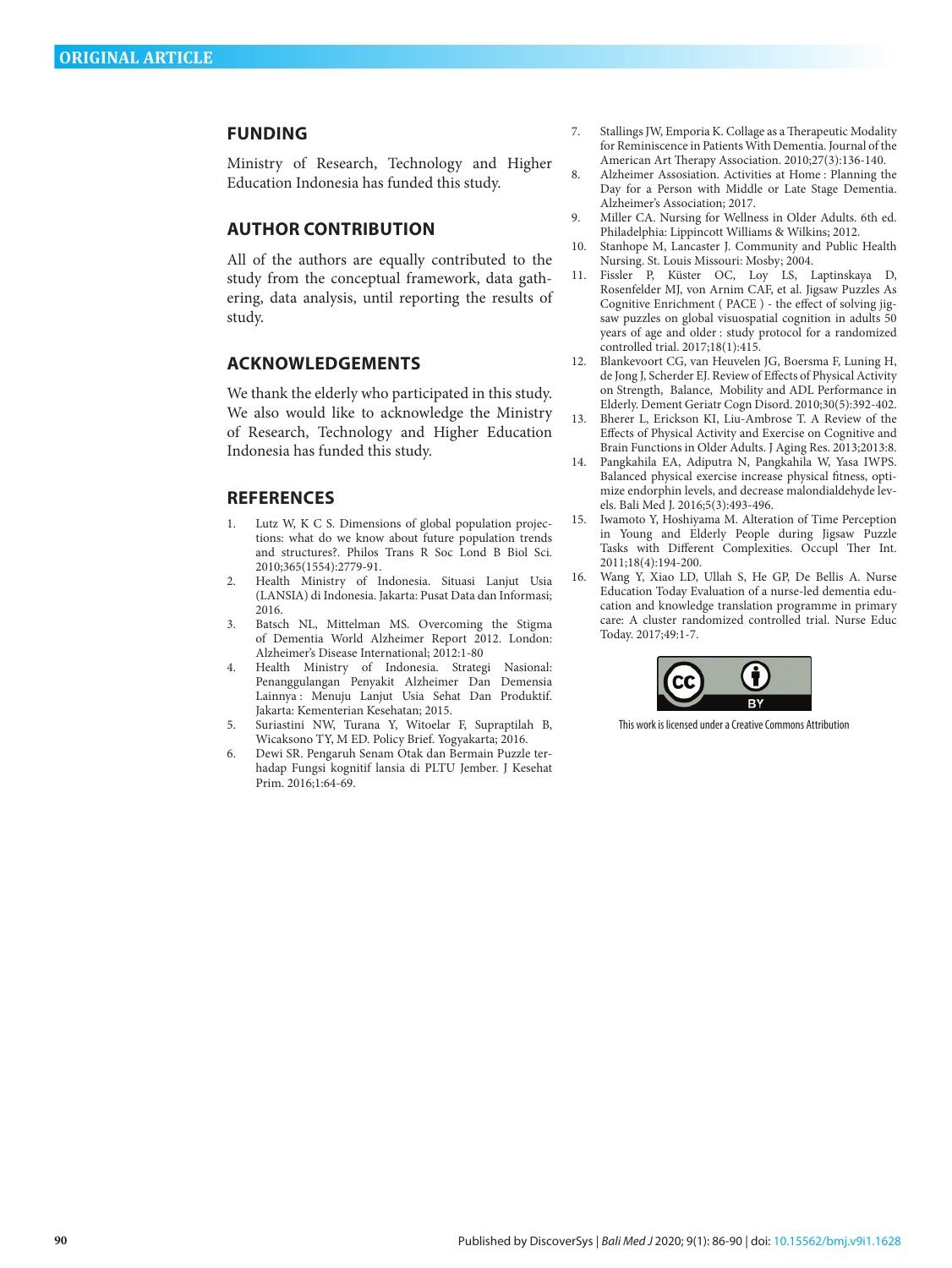## FUNDING

Ministry of Research, Technology and Higher Education Indonesia has funded this study.

## AUTHOR CONTRIBUTION

All of the authors are equally contributed to the study from the conceptual framework, data gathering, data analysis, until reporting the results of study.

## ACKNOWLEDGEMENTS

We thank the elderly who participated in this study. We also would like to acknowledge the Ministry of Research, Technology and Higher Education Indonesia has funded this study.

## REFERENCES

1. Lutz W, K C S. Dimensions of global population projections: what do we know about future population trends and structures?. Philos Trans R Soc Lond B Biol Sci. 2010;365(1554):2779-91.
2. Health Ministry of Indonesia. Situasi Lanjut Usia (LANSIA) di Indonesia. Jakarta: Pusat Data dan Informasi; 2016.
3. Batsch NL, Mittelman MS. Overcoming the Stigma of Dementia World Alzheimer Report 2012. London: Alzheimer's Disease International; 2012:1-80
4. Health Ministry of Indonesia. Strategi Nasional: Penanggulangan Penyakit Alzheimer Dan Demensia Lainnya : Menuju Lanjut Usia Sehat Dan Produktif. Jakarta: Kementerian Kesehatan; 2015.
5. Suriastini NW, Turana Y, Witoelar F, Supraptilah B, Wicaksono TY, M ED. Policy Brief. Yogyakarta; 2016.
6. Dewi SR. Pengaruh Senam Otak dan Bermain Puzzle terhadap Fungsi kognitif lansia di PLTU Jember. J Kesehat Prim. 2016;1:64-69.
7. Stallings JW, Emporia K. Collage as a Therapeutic Modality for Reminiscence in Patients With Dementia. Journal of the American Art Therapy Association. 2010;27(3):136-140.
8. Alzheimer Assosiation. Activities at Home : Planning the Day for a Person with Middle or Late Stage Dementia. Alzheimer's Association; 2017.
9. Miller CA. Nursing for Wellness in Older Adults. 6th ed. Philadelphia: Lippincott Williams & Wilkins; 2012.
10. Stanhope M, Lancaster J. Community and Public Health Nursing. St. Louis Missouri: Mosby; 2004.
11. Fissler P, Küster OC, Loy LS, Laptinskaya D, Rosenfelder MJ, von Arnim CAF, et al. Jigsaw Puzzles As Cognitive Enrichment ( PACE ) - the effect of solving jigsaw puzzles on global visuospatial cognition in adults 50 years of age and older : study protocol for a randomized controlled trial. 2017;18(1):415.
12. Blankevoort CG, van Heuvelen JG, Boersma F, Luning H, de Jong J, Scherder EJ. Review of Effects of Physical Activity on Strength, Balance, Mobility and ADL Performance in Elderly. Dement Geriatr Cogn Disord. 2010;30(5):392-402.
13. Bherer L, Erickson KI, Liu-Ambrose T. A Review of the Effects of Physical Activity and Exercise on Cognitive and Brain Functions in Older Adults. J Aging Res. 2013;2013:8.
14. Pangkahila EA, Adiputra N, Pangkahila W, Yasa IWPS. Balanced physical exercise increase physical fitness, optimize endorphin levels, and decrease malondialdehyde levels. Bali Med J. 2016;5(3):493-496.
15. Iwamoto Y, Hoshiyama M. Alteration of Time Perception in Young and Elderly People during Jigsaw Puzzle Tasks with Different Complexities. Occupl Ther Int. 2011;18(4):194-200.
16. Wang Y, Xiao LD, Ullah S, He GP, De Bellis A. Nurse Education Today Evaluation of a nurse-led dementia education and knowledge translation programme in primary care: A cluster randomized controlled trial. Nurse Educ Today. 2017;49:1-7.

This work is licensed under a Creative Commons Attribution